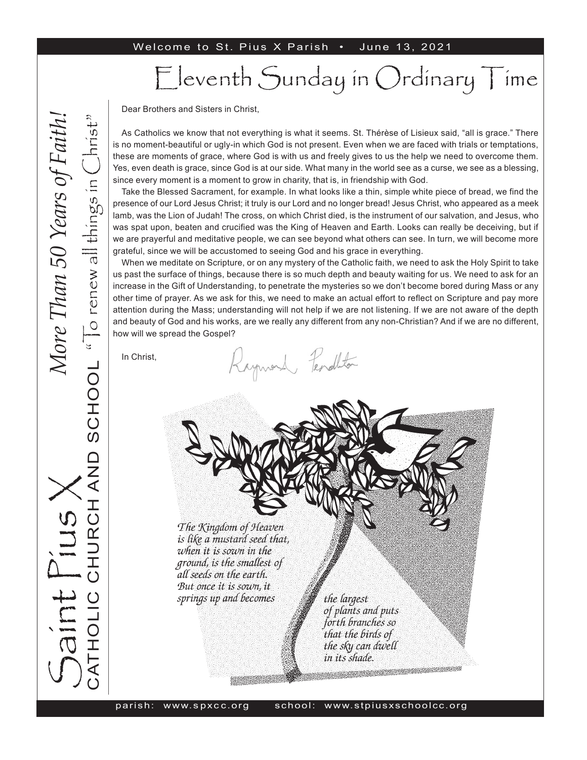Welcome to St. Pius X Parish • June 13, 2021

# Eleventh Sunday in Ordinary Time

*More Than 50 Years of Faith!*

Saint Pius X CATHOLIC CHURCH AND SCHOOL "To renew all things in Christ"

Dear Brothers and Sisters in Christ,

As Catholics we know that not everything is what it seems. St. Thérèse of Lisieux said, "all is grace." There is no moment-beautiful or ugly-in which God is not present. Even when we are faced with trials or temptations, these are moments of grace, where God is with us and freely gives to us the help we need to overcome them. Yes, even death is grace, since God is at our side. What many in the world see as a curse, we see as a blessing, since every moment is a moment to grow in charity, that is, in friendship with God.

Take the Blessed Sacrament, for example. In what looks like a thin, simple white piece of bread, we find the presence of our Lord Jesus Christ; it truly is our Lord and no longer bread! Jesus Christ, who appeared as a meek lamb, was the Lion of Judah! The cross, on which Christ died, is the instrument of our salvation, and Jesus, who was spat upon, beaten and crucified was the King of Heaven and Earth. Looks can really be deceiving, but if we are prayerful and meditative people, we can see beyond what others can see. In turn, we will become more grateful, since we will be accustomed to seeing God and his grace in everything.

When we meditate on Scripture, or on any mystery of the Catholic faith, we need to ask the Holy Spirit to take us past the surface of things, because there is so much depth and beauty waiting for us. We need to ask for an increase in the Gift of Understanding, to penetrate the mysteries so we don't become bored during Mass or any other time of prayer. As we ask for this, we need to make an actual effort to reflect on Scripture and pay more attention during the Mass; understanding will not help if we are not listening. If we are not aware of the depth and beauty of God and his works, are we really any different from any non-Christian? And if we are no different, how will we spread the Gospel?

In Christ,

Raymond Pendleton

*The Kingdom of Heaven is like a mustard seed that, when it is sown in the ground, is the smallest of all seeds on the earth. But once it is sown, it springs up and becomes the largest of plants and puts forth branches so that the birds of the sky can dwell in its shade.*

parish: www.spxcc.org school: www.stpiusxschoolcc.org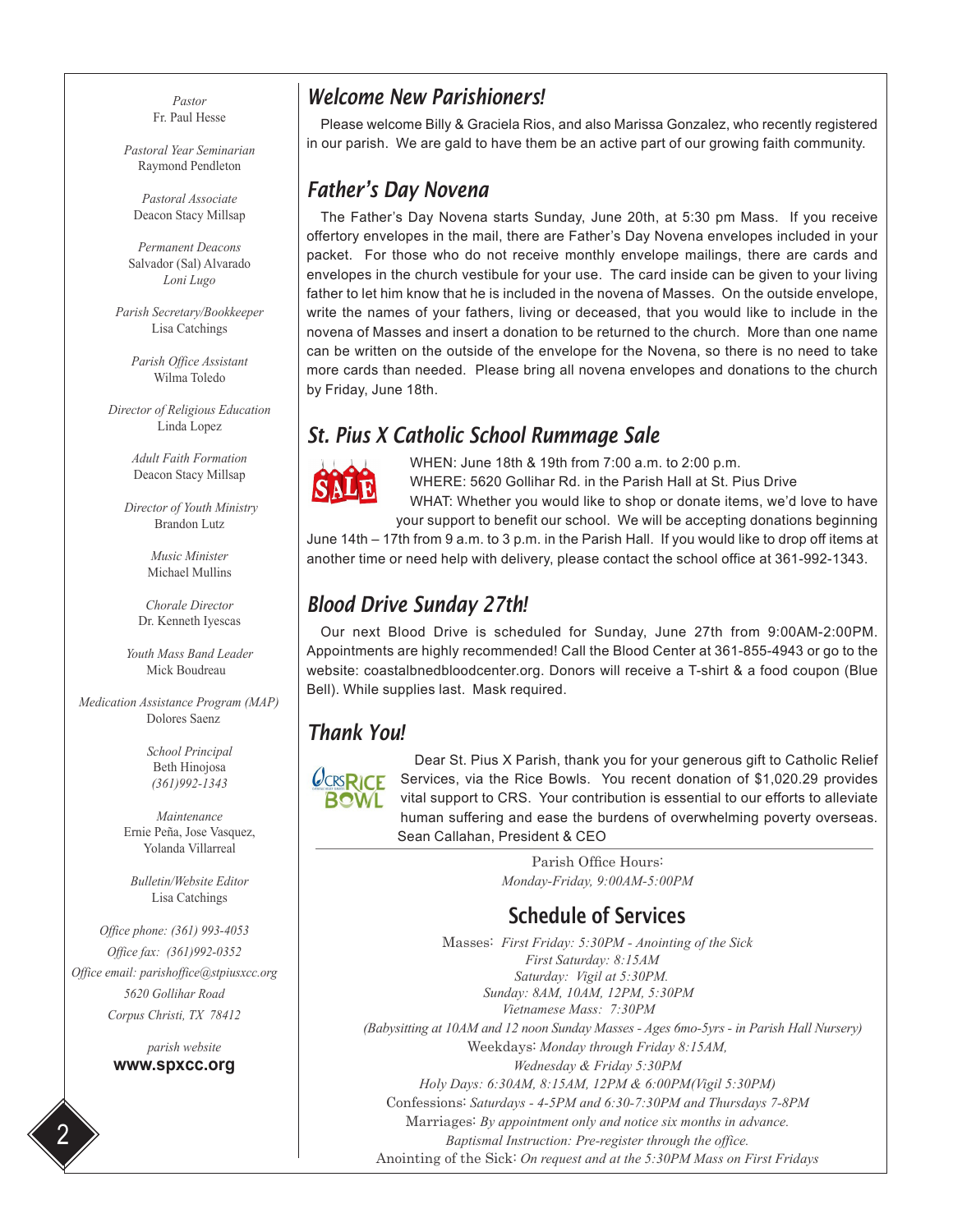*Pastor*
Fr. Paul Hesse

*Pastoral Year Seminarian*
Raymond Pendleton

*Pastoral Associate*
Deacon Stacy Millsap

*Permanent Deacons*
Salvador (Sal) Alvarado
*Loni Lugo*

*Parish Secretary/Bookkeeper*
Lisa Catchings

*Parish Office Assistant*
Wilma Toledo

*Director of Religious Education*
Linda Lopez

*Adult Faith Formation*
Deacon Stacy Millsap

*Director of Youth Ministry*
Brandon Lutz

*Music Minister*
Michael Mullins

*Chorale Director*
Dr. Kenneth Iyescas

*Youth Mass Band Leader*
Mick Boudreau

*Medication Assistance Program (MAP)*
Dolores Saenz

*School Principal*
Beth Hinojosa
*(361)992-1343*

*Maintenance*
Ernie Peña, Jose Vasquez,
Yolanda Villarreal

*Bulletin/Website Editor*
Lisa Catchings

*Office phone: (361) 993-4053*
*Office fax: (361)992-0352*
*Office email: parishoffice@stpiusxcc.org*
*5620 Gollihar Road*
*Corpus Christi, TX 78412*

*parish website*
**www.spxcc.org**

## Welcome New Parishioners!

Please welcome Billy & Graciela Rios, and also Marissa Gonzalez, who recently registered in our parish. We are gald to have them be an active part of our growing faith community.

## Father's Day Novena

The Father's Day Novena starts Sunday, June 20th, at 5:30 pm Mass. If you receive offertory envelopes in the mail, there are Father's Day Novena envelopes included in your packet. For those who do not receive monthly envelope mailings, there are cards and envelopes in the church vestibule for your use. The card inside can be given to your living father to let him know that he is included in the novena of Masses. On the outside envelope, write the names of your fathers, living or deceased, that you would like to include in the novena of Masses and insert a donation to be returned to the church. More than one name can be written on the outside of the envelope for the Novena, so there is no need to take more cards than needed. Please bring all novena envelopes and donations to the church by Friday, June 18th.

## St. Pius X Catholic School Rummage Sale

WHEN: June 18th & 19th from 7:00 a.m. to 2:00 p.m.
WHERE: 5620 Gollihar Rd. in the Parish Hall at St. Pius Drive
WHAT: Whether you would like to shop or donate items, we'd love to have your support to benefit our school. We will be accepting donations beginning June 14th – 17th from 9 a.m. to 3 p.m. in the Parish Hall. If you would like to drop off items at another time or need help with delivery, please contact the school office at 361-992-1343.

## Blood Drive Sunday 27th!

Our next Blood Drive is scheduled for Sunday, June 27th from 9:00AM-2:00PM. Appointments are highly recommended! Call the Blood Center at 361-855-4943 or go to the website: coastalbnedbloodcenter.org. Donors will receive a T-shirt & a food coupon (Blue Bell). While supplies last. Mask required.

## Thank You!

Dear St. Pius X Parish, thank you for your generous gift to Catholic Relief Services, via the Rice Bowls. You recent donation of $1,020.29 provides vital support to CRS. Your contribution is essential to our efforts to alleviate human suffering and ease the burdens of overwhelming poverty overseas.
Sean Callahan, President & CEO

Parish Office Hours:
*Monday-Friday, 9:00AM-5:00PM*

## Schedule of Services

Masses: *First Friday: 5:30PM - Anointing of the Sick*
*First Saturday: 8:15AM*
*Saturday: Vigil at 5:30PM.*
*Sunday: 8AM, 10AM, 12PM, 5:30PM*
*Vietnamese Mass: 7:30PM*
*(Babysitting at 10AM and 12 noon Sunday Masses - Ages 6mo-5yrs - in Parish Hall Nursery)*
Weekdays: *Monday through Friday 8:15AM,*
*Wednesday & Friday 5:30PM*
*Holy Days: 6:30AM, 8:15AM, 12PM & 6:00PM(Vigil 5:30PM)*
Confessions: *Saturdays - 4-5PM and 6:30-7:30PM and Thursdays 7-8PM*
Marriages: *By appointment only and notice six months in advance.*
*Baptismal Instruction: Pre-register through the office.*
Anointing of the Sick: *On request and at the 5:30PM Mass on First Fridays*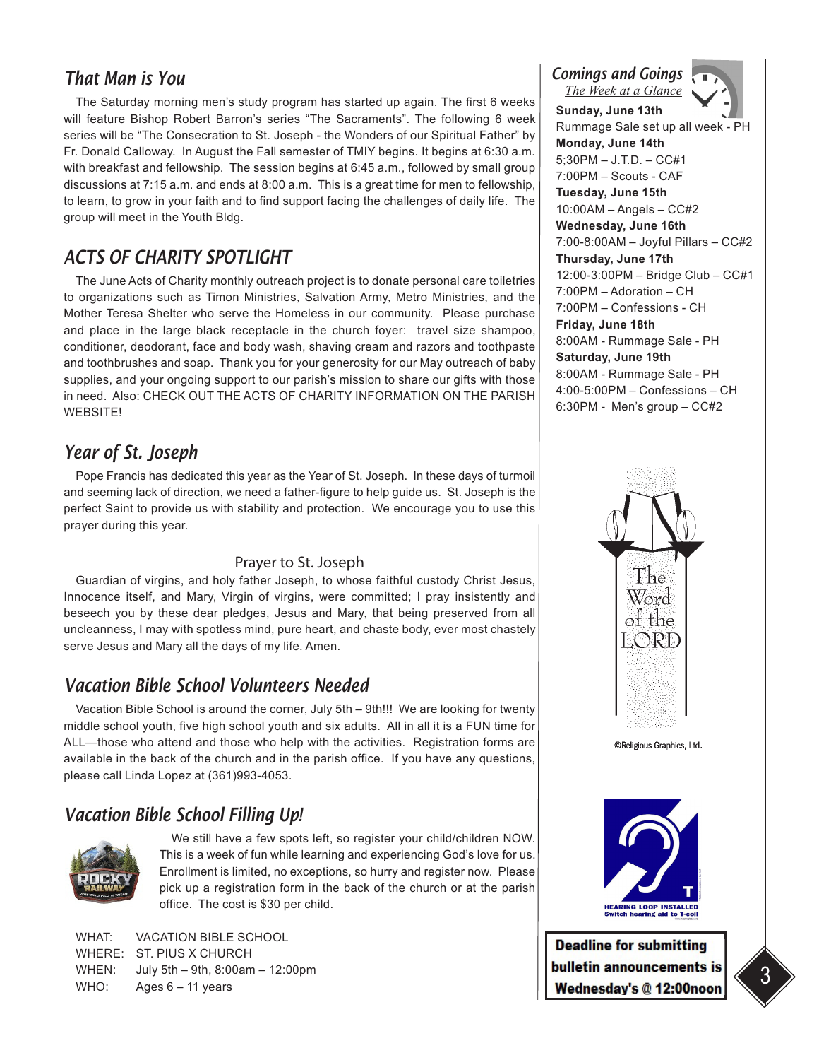## That Man is You

The Saturday morning men's study program has started up again. The first 6 weeks will feature Bishop Robert Barron's series "The Sacraments". The following 6 week series will be "The Consecration to St. Joseph - the Wonders of our Spiritual Father" by Fr. Donald Calloway. In August the Fall semester of TMIY begins. It begins at 6:30 a.m. with breakfast and fellowship. The session begins at 6:45 a.m., followed by small group discussions at 7:15 a.m. and ends at 8:00 a.m. This is a great time for men to fellowship, to learn, to grow in your faith and to find support facing the challenges of daily life. The group will meet in the Youth Bldg.

## ACTS OF CHARITY SPOTLIGHT

The June Acts of Charity monthly outreach project is to donate personal care toiletries to organizations such as Timon Ministries, Salvation Army, Metro Ministries, and the Mother Teresa Shelter who serve the Homeless in our community. Please purchase and place in the large black receptacle in the church foyer: travel size shampoo, conditioner, deodorant, face and body wash, shaving cream and razors and toothpaste and toothbrushes and soap. Thank you for your generosity for our May outreach of baby supplies, and your ongoing support to our parish's mission to share our gifts with those in need. Also: CHECK OUT THE ACTS OF CHARITY INFORMATION ON THE PARISH WEBSITE!

## Year of St. Joseph

Pope Francis has dedicated this year as the Year of St. Joseph. In these days of turmoil and seeming lack of direction, we need a father-figure to help guide us. St. Joseph is the perfect Saint to provide us with stability and protection. We encourage you to use this prayer during this year.

### Prayer to St. Joseph

Guardian of virgins, and holy father Joseph, to whose faithful custody Christ Jesus, Innocence itself, and Mary, Virgin of virgins, were committed; I pray insistently and beseech you by these dear pledges, Jesus and Mary, that being preserved from all uncleanness, I may with spotless mind, pure heart, and chaste body, ever most chastely serve Jesus and Mary all the days of my life. Amen.

## Vacation Bible School Volunteers Needed

Vacation Bible School is around the corner, July 5th – 9th!!! We are looking for twenty middle school youth, five high school youth and six adults. All in all it is a FUN time for ALL—those who attend and those who help with the activities. Registration forms are available in the back of the church and in the parish office. If you have any questions, please call Linda Lopez at (361)993-4053.

## Vacation Bible School Filling Up!

We still have a few spots left, so register your child/children NOW. This is a week of fun while learning and experiencing God's love for us. Enrollment is limited, no exceptions, so hurry and register now. Please pick up a registration form in the back of the church or at the parish office. The cost is $30 per child.

WHAT: VACATION BIBLE SCHOOL
WHERE: ST. PIUS X CHURCH
WHEN: July 5th – 9th, 8:00am – 12:00pm
WHO: Ages 6 – 11 years

## Comings and Goings

*The Week at a Glance*

**Sunday, June 13th**
Rummage Sale set up all week - PH

**Monday, June 14th**
5;30PM – J.T.D. – CC#1
7:00PM – Scouts - CAF

**Tuesday, June 15th**
10:00AM – Angels – CC#2

**Wednesday, June 16th**
7:00-8:00AM – Joyful Pillars – CC#2

**Thursday, June 17th**
12:00-3:00PM – Bridge Club – CC#1
7:00PM – Adoration – CH
7:00PM – Confessions - CH

**Friday, June 18th**
8:00AM - Rummage Sale - PH

**Saturday, June 19th**
8:00AM - Rummage Sale - PH
4:00-5:00PM – Confessions – CH
6:30PM - Men's group – CC#2

The Word of the LORD

©Religious Graphics, Ltd.

HEARING LOOP INSTALLED
Switch hearing aid to T-coil

**Deadline for submitting bulletin announcements is Wednesday's @ 12:00noon**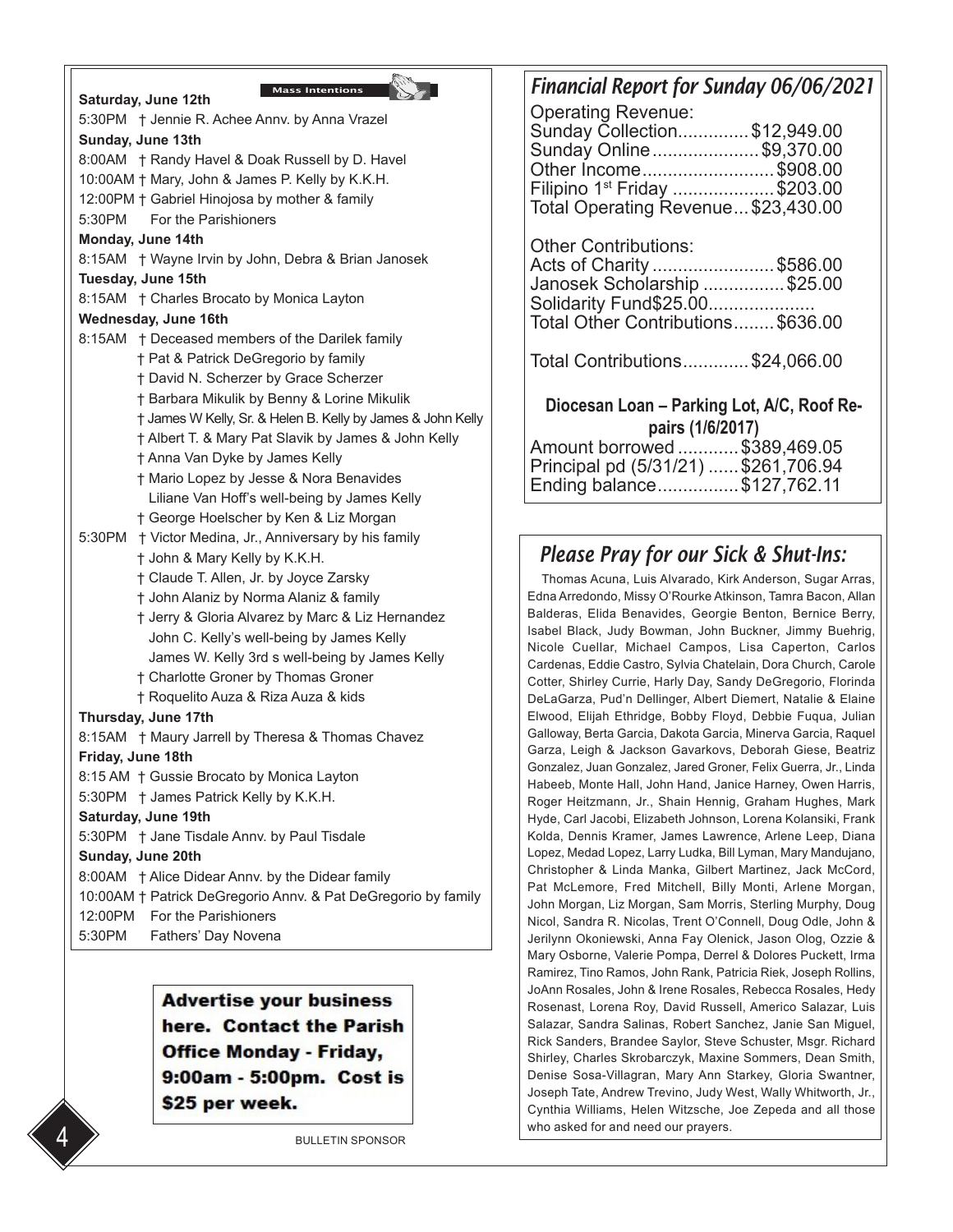## Mass Intentions

**Saturday, June 12th**

5:30PM † Jennie R. Achee Annv. by Anna Vrazel

**Sunday, June 13th**

8:00AM † Randy Havel & Doak Russell by D. Havel

10:00AM † Mary, John & James P. Kelly by K.K.H.

12:00PM † Gabriel Hinojosa by mother & family

5:30PM For the Parishioners

**Monday, June 14th**

8:15AM † Wayne Irvin by John, Debra & Brian Janosek

**Tuesday, June 15th**

8:15AM † Charles Brocato by Monica Layton

**Wednesday, June 16th**

8:15AM † Deceased members of the Darilek family
† Pat & Patrick DeGregorio by family
† David N. Scherzer by Grace Scherzer
† Barbara Mikulik by Benny & Lorine Mikulik
† James W Kelly, Sr. & Helen B. Kelly by James & John Kelly
† Albert T. & Mary Pat Slavik by James & John Kelly
† Anna Van Dyke by James Kelly
† Mario Lopez by Jesse & Nora Benavides
Liliane Van Hoff's well-being by James Kelly
† George Hoelscher by Ken & Liz Morgan

5:30PM † Victor Medina, Jr., Anniversary by his family
† John & Mary Kelly by K.K.H.
† Claude T. Allen, Jr. by Joyce Zarsky
† John Alaniz by Norma Alaniz & family
† Jerry & Gloria Alvarez by Marc & Liz Hernandez
John C. Kelly's well-being by James Kelly
James W. Kelly 3rd s well-being by James Kelly
† Charlotte Groner by Thomas Groner
† Roquelito Auza & Riza Auza & kids

**Thursday, June 17th**

8:15AM † Maury Jarrell by Theresa & Thomas Chavez

**Friday, June 18th**

8:15 AM † Gussie Brocato by Monica Layton

5:30PM † James Patrick Kelly by K.K.H.

**Saturday, June 19th**

5:30PM † Jane Tisdale Annv. by Paul Tisdale

**Sunday, June 20th**

8:00AM † Alice Didear Annv. by the Didear family

10:00AM † Patrick DeGregorio Annv. & Pat DeGregorio by family

12:00PM For the Parishioners

5:30PM Fathers' Day Novena

**Advertise your business here. Contact the Parish Office Monday - Friday, 9:00am - 5:00pm. Cost is $25 per week.**

BULLETIN SPONSOR

## *Financial Report for Sunday 06/06/2021*

Operating Revenue:
Sunday Collection.............. $12,949.00
Sunday Online..................... $9,370.00
Other Income.......................... $908.00
Filipino 1st Friday .................... $203.00
Total Operating Revenue... $23,430.00

Other Contributions:
Acts of Charity ........................ $586.00
Janosek Scholarship ................ $25.00
Solidarity Fund$25.00.....................
Total Other Contributions........ $636.00

Total Contributions............. $24,066.00

**Diocesan Loan – Parking Lot, A/C, Roof Repairs (1/6/2017)**

Amount borrowed ............ $389,469.05
Principal pd (5/31/21) ...... $261,706.94
Ending balance................ $127,762.11

## *Please Pray for our Sick & Shut-Ins:*

Thomas Acuna, Luis Alvarado, Kirk Anderson, Sugar Arras, Edna Arredondo, Missy O'Rourke Atkinson, Tamra Bacon, Allan Balderas, Elida Benavides, Georgie Benton, Bernice Berry, Isabel Black, Judy Bowman, John Buckner, Jimmy Buehrig, Nicole Cuellar, Michael Campos, Lisa Caperton, Carlos Cardenas, Eddie Castro, Sylvia Chatelain, Dora Church, Carole Cotter, Shirley Currie, Harly Day, Sandy DeGregorio, Florinda DeLaGarza, Pud'n Dellinger, Albert Diemert, Natalie & Elaine Elwood, Elijah Ethridge, Bobby Floyd, Debbie Fuqua, Julian Galloway, Berta Garcia, Dakota Garcia, Minerva Garcia, Raquel Garza, Leigh & Jackson Gavarkovs, Deborah Giese, Beatriz Gonzalez, Juan Gonzalez, Jared Groner, Felix Guerra, Jr., Linda Habeeb, Monte Hall, John Hand, Janice Harney, Owen Harris, Roger Heitzmann, Jr., Shain Hennig, Graham Hughes, Mark Hyde, Carl Jacobi, Elizabeth Johnson, Lorena Kolansiki, Frank Kolda, Dennis Kramer, James Lawrence, Arlene Leep, Diana Lopez, Medad Lopez, Larry Ludka, Bill Lyman, Mary Mandujano, Christopher & Linda Manka, Gilbert Martinez, Jack McCord, Pat McLemore, Fred Mitchell, Billy Monti, Arlene Morgan, John Morgan, Liz Morgan, Sam Morris, Sterling Murphy, Doug Nicol, Sandra R. Nicolas, Trent O'Connell, Doug Odle, John & Jerilynn Okoniewski, Anna Fay Olenick, Jason Olog, Ozzie & Mary Osborne, Valerie Pompa, Derrel & Dolores Puckett, Irma Ramirez, Tino Ramos, John Rank, Patricia Riek, Joseph Rollins, JoAnn Rosales, John & Irene Rosales, Rebecca Rosales, Hedy Rosenast, Lorena Roy, David Russell, Americo Salazar, Luis Salazar, Sandra Salinas, Robert Sanchez, Janie San Miguel, Rick Sanders, Brandee Saylor, Steve Schuster, Msgr. Richard Shirley, Charles Skrobarczyk, Maxine Sommers, Dean Smith, Denise Sosa-Villagran, Mary Ann Starkey, Gloria Swantner, Joseph Tate, Andrew Trevino, Judy West, Wally Whitworth, Jr., Cynthia Williams, Helen Witzsche, Joe Zepeda and all those who asked for and need our prayers.